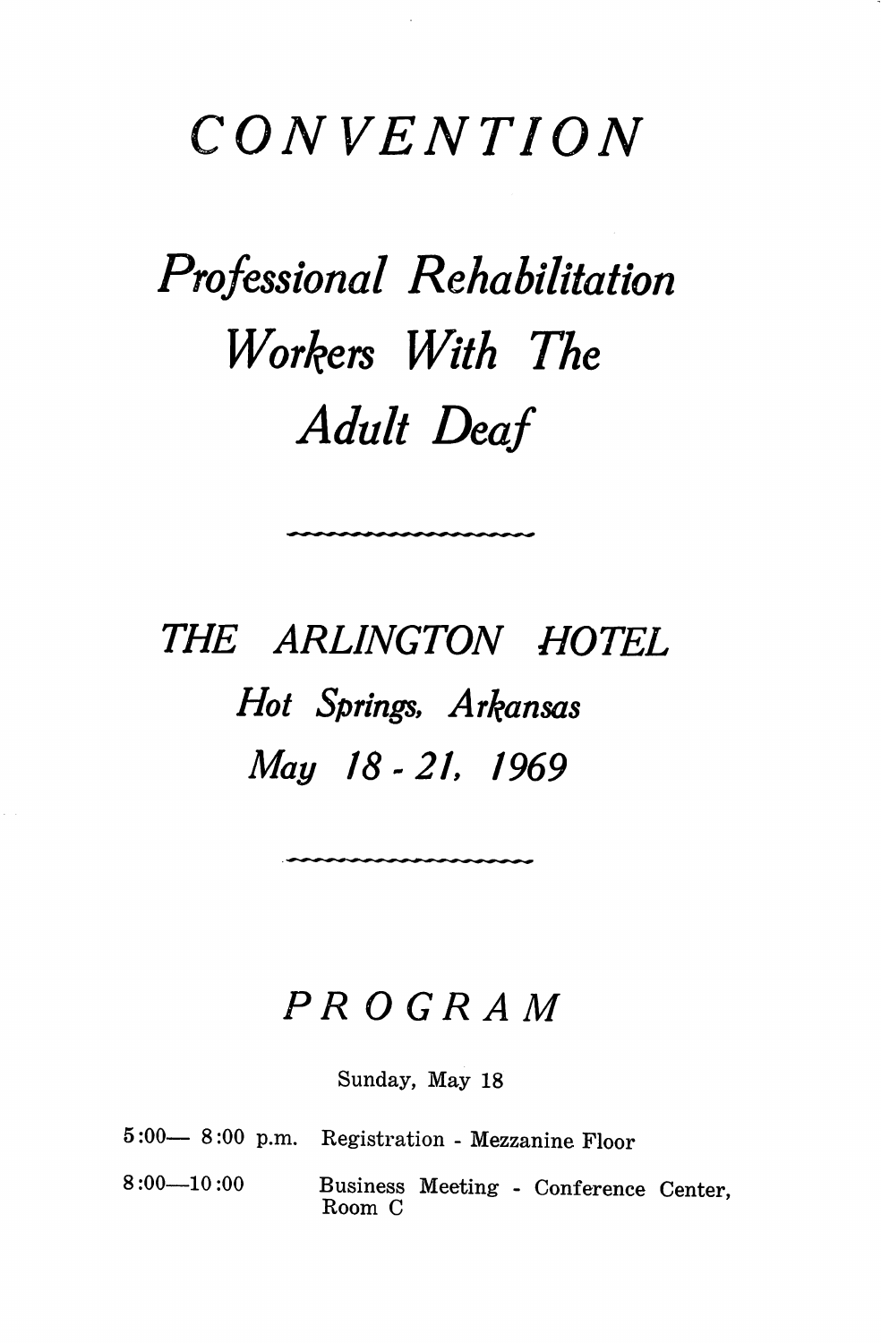# *CONVENTION*

## *Professional Rehabilitation Workers With The Adult Deaf*

---

### *THE ARLINGTON HOTEL*

*Hot Springs, Arkansas*

*May 18 - 21, 1969*

---

## *PROGRAM*

Sunday, May 18

5:00— 8:00 p.m. Registration - Mezzanine Floor

8:00—10:00 Business Meeting - Conference Center, Room C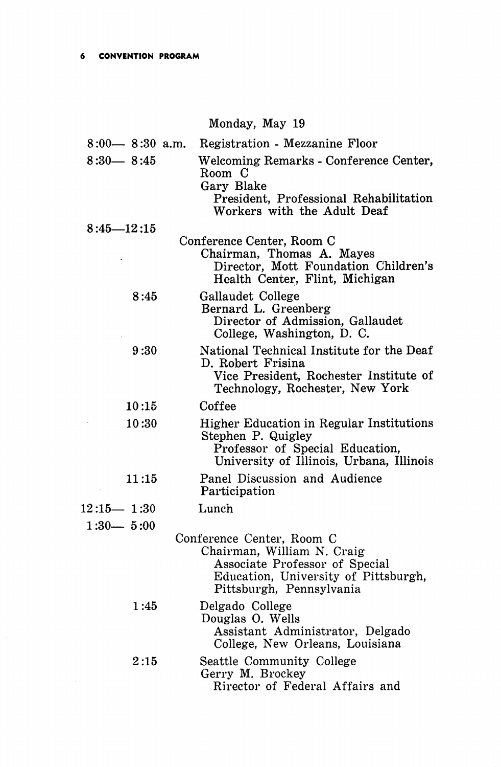## Monday, May 19

| | |
|---|---|
| 8:00— 8:30 a.m. | Registration - Mezzanine Floor |
| 8:30— 8:45 | Welcoming Remarks - Conference Center, Room C<br>Gary Blake<br>President, Professional Rehabilitation Workers with the Adult Deaf |
| 8:45—12:15 | Conference Center, Room C<br>Chairman, Thomas A. Mayes<br>Director, Mott Foundation Children's Health Center, Flint, Michigan |
| 8:45 | Gallaudet College<br>Bernard L. Greenberg<br>Director of Admission, Gallaudet College, Washington, D. C. |
| 9:30 | National Technical Institute for the Deaf<br>D. Robert Frisina<br>Vice President, Rochester Institute of Technology, Rochester, New York |
| 10:15 | Coffee |
| 10:30 | Higher Education in Regular Institutions<br>Stephen P. Quigley<br>Professor of Special Education, University of Illinois, Urbana, Illinois |
| 11:15 | Panel Discussion and Audience Participation |
| 12:15— 1:30 | Lunch |
| 1:30— 5:00 | Conference Center, Room C<br>Chairman, William N. Craig<br>Associate Professor of Special Education, University of Pittsburgh, Pittsburgh, Pennsylvania |
| 1:45 | Delgado College<br>Douglas O. Wells<br>Assistant Administrator, Delgado College, New Orleans, Louisiana |
| 2:15 | Seattle Community College<br>Gerry M. Brockey<br>Rirector of Federal Affairs and |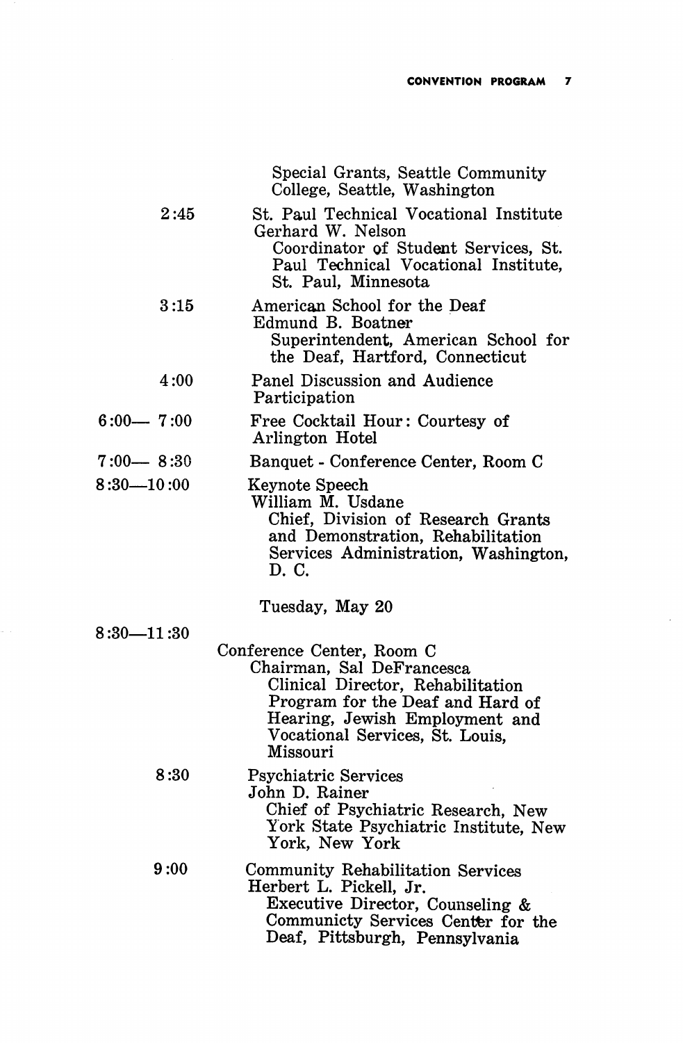Special Grants, Seattle Community College, Seattle, Washington

| | |
|---|---|
| 2:45 | St. Paul Technical Vocational Institute<br>Gerhard W. Nelson<br>Coordinator of Student Services, St. Paul Technical Vocational Institute, St. Paul, Minnesota |
| 3:15 | American School for the Deaf<br>Edmund B. Boatner<br>Superintendent, American School for the Deaf, Hartford, Connecticut |
| 4:00 | Panel Discussion and Audience Participation |
| 6:00— 7:00 | Free Cocktail Hour: Courtesy of Arlington Hotel |
| 7:00— 8:30 | Banquet - Conference Center, Room C |
| 8:30—10:00 | Keynote Speech<br>William M. Usdane<br>Chief, Division of Research Grants and Demonstration, Rehabilitation Services Administration, Washington, D. C. |

Tuesday, May 20

| | |
|---|---|
| 8:30—11:30 | Conference Center, Room C<br>Chairman, Sal DeFrancesca<br>Clinical Director, Rehabilitation Program for the Deaf and Hard of Hearing, Jewish Employment and Vocational Services, St. Louis, Missouri |
| 8:30 | Psychiatric Services<br>John D. Rainer<br>Chief of Psychiatric Research, New York State Psychiatric Institute, New York, New York |
| 9:00 | Community Rehabilitation Services<br>Herbert L. Pickell, Jr.<br>Executive Director, Counseling & Communicty Services Centter for the Deaf, Pittsburgh, Pennsylvania |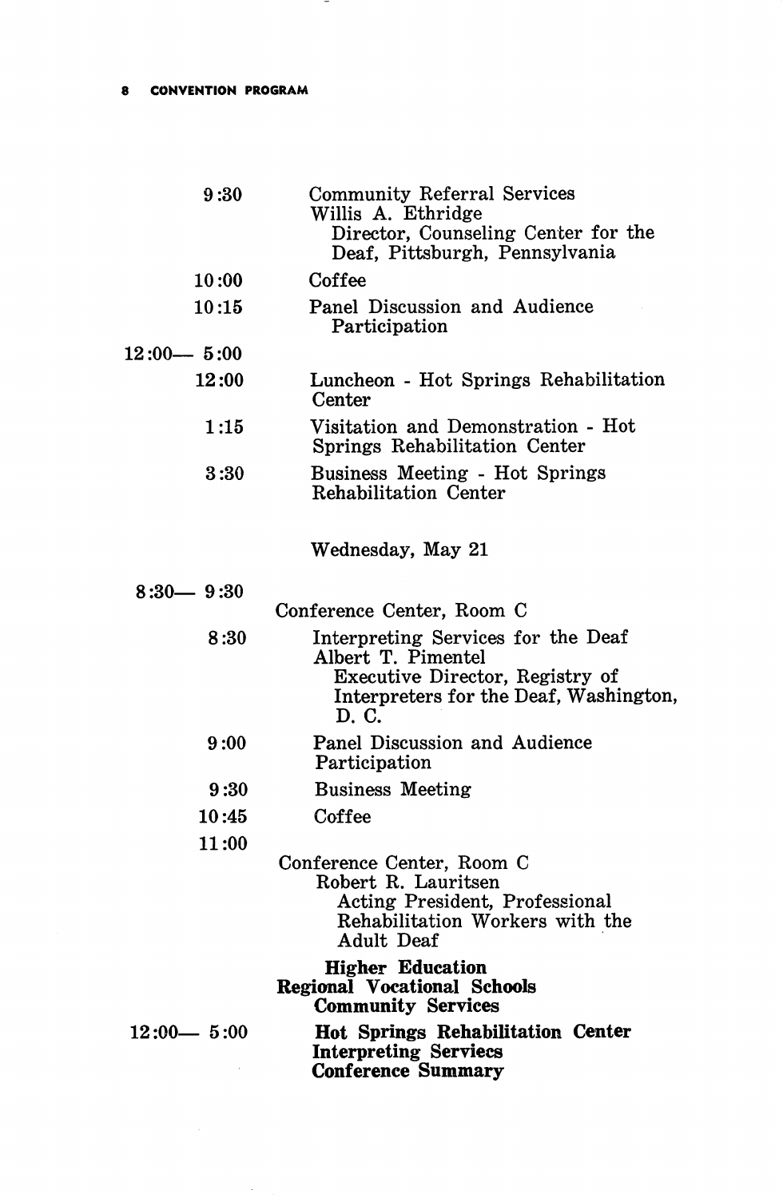9:30 Community Referral Services
Willis A. Ethridge
Director, Counseling Center for the Deaf, Pittsburgh, Pennsylvania

10:00 Coffee

10:15 Panel Discussion and Audience Participation

12:00— 5:00

12:00 Luncheon - Hot Springs Rehabilitation Center

1:15 Visitation and Demonstration - Hot Springs Rehabilitation Center

3:30 Business Meeting - Hot Springs Rehabilitation Center

Wednesday, May 21

8:30— 9:30

Conference Center, Room C

8:30 Interpreting Services for the Deaf
Albert T. Pimentel
Executive Director, Registry of Interpreters for the Deaf, Washington, D. C.

9:00 Panel Discussion and Audience Participation

9:30 Business Meeting

10:45 Coffee

11:00

Conference Center, Room C
Robert R. Lauritsen
Acting President, Professional Rehabilitation Workers with the Adult Deaf

**Higher Education**
**Regional Vocational Schools**
**Community Services**

12:00— 5:00

**Hot Springs Rehabilitation Center**
**Interpreting Serviecs**
**Conference Summary**